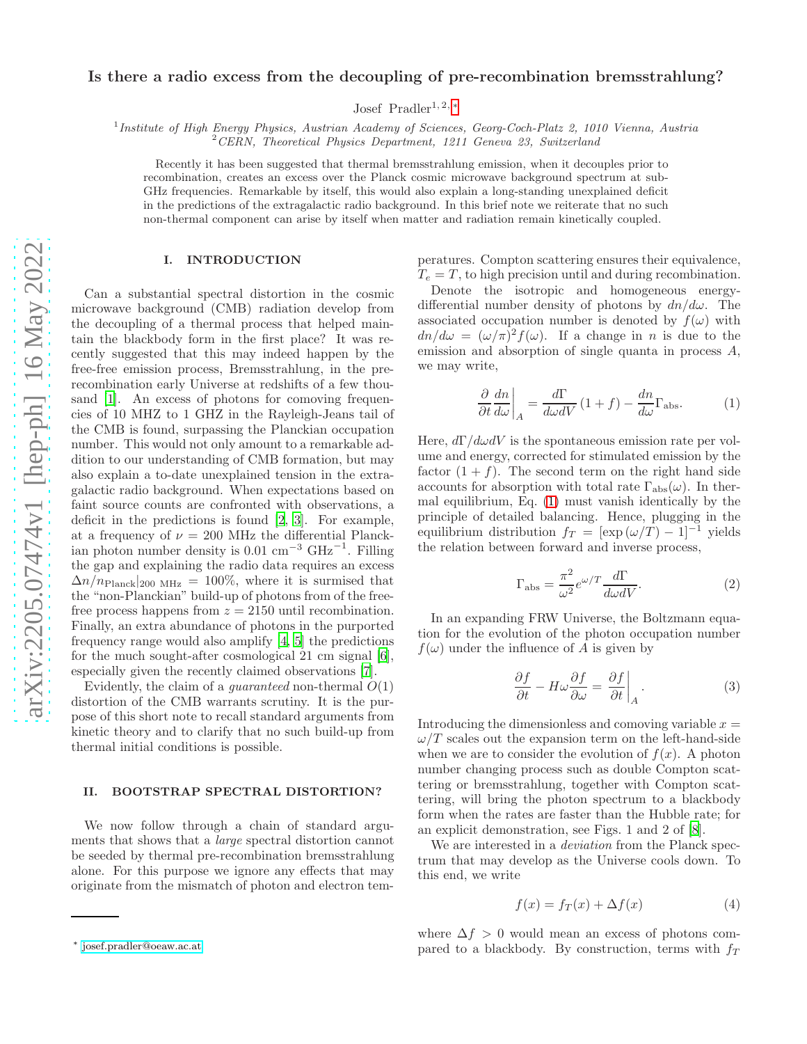# Is there a radio excess from the decoupling of pre-recombination bremsstrahlung?

Josef Pradler[1,2,*]

[1] *Institute of High Energy Physics, Austrian Academy of Sciences, Georg-Coch-Platz 2, 1010 Vienna, Austria*
[2] *CERN, Theoretical Physics Department, 1211 Geneva 23, Switzerland*

Recently it has been suggested that thermal bremsstrahlung emission, when it decouples prior to recombination, creates an excess over the Planck cosmic microwave background spectrum at sub-GHz frequencies. Remarkable by itself, this would also explain a long-standing unexplained deficit in the predictions of the extragalactic radio background. In this brief note we reiterate that no such non-thermal component can arise by itself when matter and radiation remain kinetically coupled.

## I. INTRODUCTION

Can a substantial spectral distortion in the cosmic microwave background (CMB) radiation develop from the decoupling of a thermal process that helped maintain the blackbody form in the first place? It was recently suggested that this may indeed happen by the free-free emission process, Bremsstrahlung, in the pre-recombination early Universe at redshifts of a few thousand [1]. An excess of photons for comoving frequencies of 10 MHZ to 1 GHZ in the Rayleigh-Jeans tail of the CMB is found, surpassing the Planckian occupation number. This would not only amount to a remarkable addition to our understanding of CMB formation, but may also explain a to-date unexplained tension in the extragalactic radio background. When expectations based on faint source counts are confronted with observations, a deficit in the predictions is found [2, 3]. For example, at a frequency of $\nu = 200$ MHz the differential Planckian photon number density is $0.01\ \mathrm{cm}^{-3}\ \mathrm{GHz}^{-1}$. Filling the gap and explaining the radio data requires an excess $\Delta n/n_{\mathrm{Planck}}|_{200\ \mathrm{MHz}} = 100\%$, where it is surmised that the "non-Planckian" build-up of photons from of the free-free process happens from $z = 2150$ until recombination. Finally, an extra abundance of photons in the purported frequency range would also amplify [4, 5] the predictions for the much sought-after cosmological 21 cm signal [6], especially given the recently claimed observations [7].

Evidently, the claim of a *guaranteed* non-thermal $O(1)$ distortion of the CMB warrants scrutiny. It is the purpose of this short note to recall standard arguments from kinetic theory and to clarify that no such build-up from thermal initial conditions is possible.

## II. BOOTSTRAP SPECTRAL DISTORTION?

We now follow through a chain of standard arguments that shows that a *large* spectral distortion cannot be seeded by thermal pre-recombination bremsstrahlung alone. For this purpose we ignore any effects that may originate from the mismatch of photon and electron temperatures. Compton scattering ensures their equivalence, $T_e = T$, to high precision until and during recombination.

Denote the isotropic and homogeneous energy-differential number density of photons by $dn/d\omega$. The associated occupation number is denoted by $f(\omega)$ with $dn/d\omega = (\omega/\pi)^2 f(\omega)$. If a change in $n$ is due to the emission and absorption of single quanta in process $A$, we may write,

$$\frac{\partial}{\partial t}\frac{dn}{d\omega}\bigg|_A = \frac{d\Gamma}{d\omega dV}(1+f) - \frac{dn}{d\omega}\Gamma_{\mathrm{abs}}. \tag{1}$$

Here, $d\Gamma/d\omega dV$ is the spontaneous emission rate per volume and energy, corrected for stimulated emission by the factor $(1+f)$. The second term on the right hand side accounts for absorption with total rate $\Gamma_{\mathrm{abs}}(\omega)$. In thermal equilibrium, Eq. (1) must vanish identically by the principle of detailed balancing. Hence, plugging in the equilibrium distribution $f_T = [\exp(\omega/T) - 1]^{-1}$ yields the relation between forward and inverse process,

$$\Gamma_{\mathrm{abs}} = \frac{\pi^2}{\omega^2} e^{\omega/T} \frac{d\Gamma}{d\omega dV}. \tag{2}$$

In an expanding FRW Universe, the Boltzmann equation for the evolution of the photon occupation number $f(\omega)$ under the influence of $A$ is given by

$$\frac{\partial f}{\partial t} - H\omega\frac{\partial f}{\partial \omega} = \frac{\partial f}{\partial t}\bigg|_A. \tag{3}$$

Introducing the dimensionless and comoving variable $x = \omega/T$ scales out the expansion term on the left-hand-side when we are to consider the evolution of $f(x)$. A photon number changing process such as double Compton scattering or bremsstrahlung, together with Compton scattering, will bring the photon spectrum to a blackbody form when the rates are faster than the Hubble rate; for an explicit demonstration, see Figs. 1 and 2 of [8].

We are interested in a *deviation* from the Planck spectrum that may develop as the Universe cools down. To this end, we write

$$f(x) = f_T(x) + \Delta f(x) \tag{4}$$

where $\Delta f > 0$ would mean an excess of photons compared to a blackbody. By construction, terms with $f_T$

* josef.pradler@oeaw.ac.at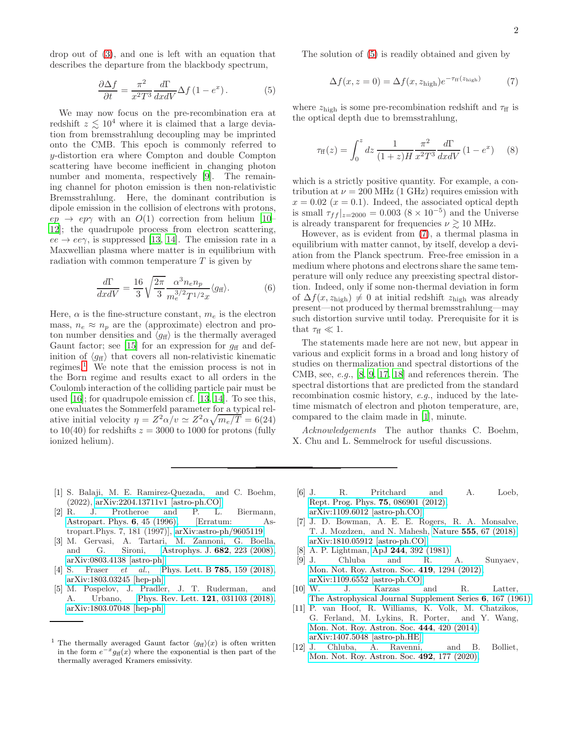drop out of (3), and one is left with an equation that describes the departure from the blackbody spectrum,

$$\frac{\partial \Delta f}{\partial t} = \frac{\pi^2}{x^2 T^3}\frac{d\Gamma}{dx dV}\Delta f\,(1-e^x)\,. \tag{5}$$

We may now focus on the pre-recombination era at redshift $z \lesssim 10^4$ where it is claimed that a large deviation from bremsstrahlung decoupling may be imprinted onto the CMB. This epoch is commonly referred to $y$-distortion era where Compton and double Compton scattering have become inefficient in changing photon number and momenta, respectively [9]. The remaining channel for photon emission is then non-relativistic Bremsstrahlung. Here, the dominant contribution is dipole emission in the collision of electrons with protons, $ep \to ep\gamma$ with an $O(1)$ correction from helium [10–12]; the quadrupole process from electron scattering, $ee \to ee\gamma$, is suppressed [13, 14]. The emission rate in a Maxwellian plasma where matter is in equilibrium with radiation with common temperature $T$ is given by

$$\frac{d\Gamma}{dx dV} = \frac{16}{3}\sqrt{\frac{2\pi}{3}}\frac{\alpha^3 n_e n_p}{m_e^{3/2} T^{1/2} x}\langle g_{\rm ff}\rangle. \tag{6}$$

Here, $\alpha$ is the fine-structure constant, $m_e$ is the electron mass, $n_e \approx n_p$ are the (approximate) electron and proton number densities and $\langle g_{\rm ff}\rangle$ is the thermally averaged Gaunt factor; see [15] for an expression for $g_{\rm ff}$ and definition of $\langle g_{\rm ff}\rangle$ that covers all non-relativistic kinematic regimes.[1] We note that the emission process is not in the Born regime and results exact to all orders in the Coulomb interaction of the colliding particle pair must be used [16]; for quadrupole emission cf. [13, 14]. To see this, one evaluates the Sommerfeld parameter for a typical relative initial velocity $\eta = Z^2\alpha/v \simeq Z^2\alpha\sqrt{m_e/T} = 6(24)$ to $10(40)$ for redshifts $z = 3000$ to $1000$ for protons (fully ionized helium).

The solution of (5) is readily obtained and given by

$$\Delta f(x, z=0) = \Delta f(x, z_{\rm high}) e^{-\tau_{\rm ff}(z_{\rm high})} \tag{7}$$

where $z_{\rm high}$ is some pre-recombination redshift and $\tau_{\rm ff}$ is the optical depth due to bremsstrahlung,

$$\tau_{\rm ff}(z) = \int_0^z dz\,\frac{1}{(1+z)H}\frac{\pi^2}{x^2 T^3}\frac{d\Gamma}{dx dV}\,(1-e^x) \tag{8}$$

which is a strictly positive quantity. For example, a contribution at $\nu = 200$ MHz (1 GHz) requires emission with $x = 0.02$ ($x = 0.1$). Indeed, the associated optical depth is small $\tau_{ff}|_{z=2000} = 0.003$ ($8\times 10^{-5}$) and the Universe is already transparent for frequencies $\nu \gtrsim 10$ MHz.

However, as is evident from (7), a thermal plasma in equilibrium with matter cannot, by itself, develop a deviation from the Planck spectrum. Free-free emission in a medium where photons and electrons share the same temperature will only reduce any preexisting spectral distortion. Indeed, only if some non-thermal deviation in form of $\Delta f(x, z_{\rm high}) \neq 0$ at initial redshift $z_{\rm high}$ was already present—not produced by thermal bremsstrahlung—may such distortion survive until today. Prerequisite for it is that $\tau_{\rm ff} \ll 1$.

The statements made here are not new, but appear in various and explicit forms in a broad and long history of studies on thermalization and spectral distortions of the CMB, see, *e.g.*, [8, 9, 17, 18] and references therein. The spectral distortions that are predicted from the standard recombination cosmic history, *e.g.*, induced by the late-time mismatch of electron and photon temperature, are, compared to the claim made in [1], minute.

*Acknowledgements* The author thanks C. Boehm, X. Chu and L. Semmelrock for useful discussions.

[1] The thermally averaged Gaunt factor $\langle g_{\rm ff}\rangle(x)$ is often written in the form $e^{-x}g_{\rm ff}(x)$ where the exponential is then part of the thermally averaged Kramers emissivity.

---

[1] S. Balaji, M. E. Ramirez-Quezada, and C. Boehm, (2022), arXiv:2204.13711v1 [astro-ph.CO].

[2] R. J. Protheroe and P. L. Biermann, Astropart. Phys. **6**, 45 (1996), [Erratum: Astropart.Phys. 7, 181 (1997)], arXiv:astro-ph/9605119.

[3] M. Gervasi, A. Tartari, M. Zannoni, G. Boella, and G. Sironi, Astrophys. J. **682**, 223 (2008), arXiv:0803.4138 [astro-ph].

[4] S. Fraser *et al.*, Phys. Lett. B **785**, 159 (2018), arXiv:1803.03245 [hep-ph].

[5] M. Pospelov, J. Pradler, J. T. Ruderman, and A. Urbano, Phys. Rev. Lett. **121**, 031103 (2018), arXiv:1803.07048 [hep-ph].

[6] J. R. Pritchard and A. Loeb, Rept. Prog. Phys. **75**, 086901 (2012), arXiv:1109.6012 [astro-ph.CO].

[7] J. D. Bowman, A. E. E. Rogers, R. A. Monsalve, T. J. Mozdzen, and N. Mahesh, Nature **555**, 67 (2018), arXiv:1810.05912 [astro-ph.CO].

[8] A. P. Lightman, ApJ **244**, 392 (1981).

[9] J. Chluba and R. A. Sunyaev, Mon. Not. Roy. Astron. Soc. **419**, 1294 (2012), arXiv:1109.6552 [astro-ph.CO].

[10] W. J. Karzas and R. Latter, The Astrophysical Journal Supplement Series **6**, 167 (1961).

[11] P. van Hoof, R. Williams, K. Volk, M. Chatzikos, G. Ferland, M. Lykins, R. Porter, and Y. Wang, Mon. Not. Roy. Astron. Soc. **444**, 420 (2014), arXiv:1407.5048 [astro-ph.HE].

[12] J. Chluba, A. Ravenni, and B. Bolliet, Mon. Not. Roy. Astron. Soc. **492**, 177 (2020),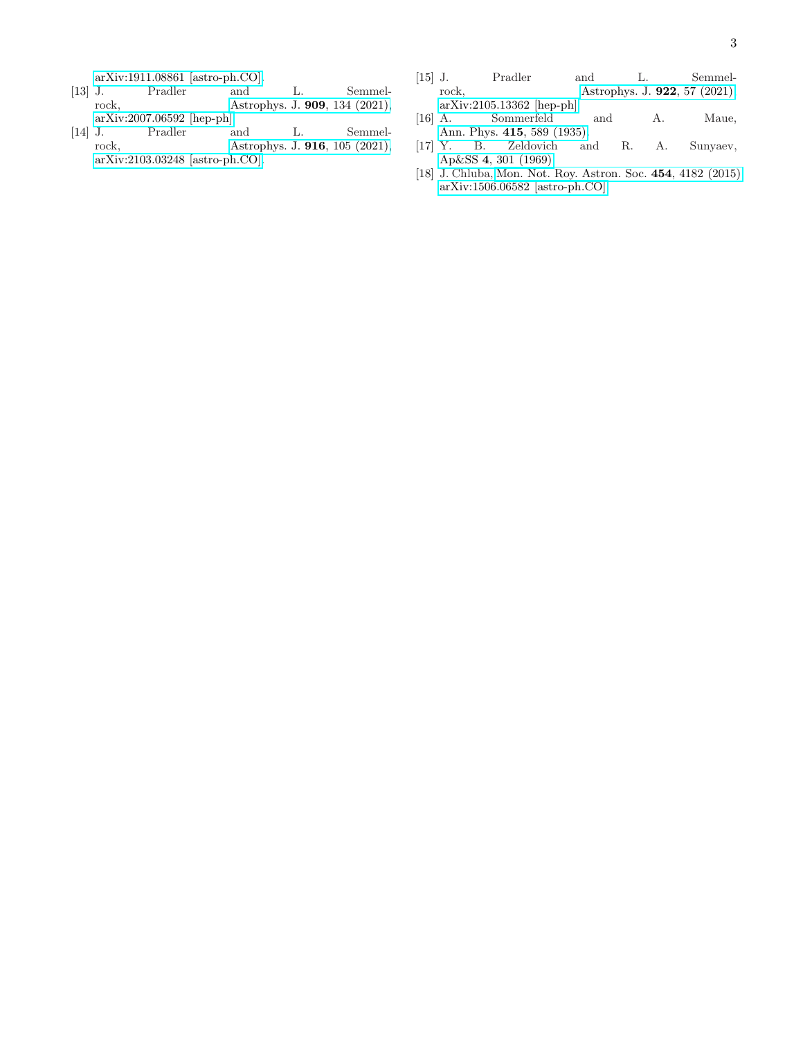arXiv:1911.08861 [astro-ph.CO].

[13] J. Pradler and L. Semmelrock, Astrophys. J. **909**, 134 (2021), arXiv:2007.06592 [hep-ph].

[14] J. Pradler and L. Semmelrock, Astrophys. J. **916**, 105 (2021), arXiv:2103.03248 [astro-ph.CO].

[15] J. Pradler and L. Semmelrock, Astrophys. J. **922**, 57 (2021), arXiv:2105.13362 [hep-ph].

[16] A. Sommerfeld and A. Maue, Ann. Phys. **415**, 589 (1935).

[17] Y. B. Zeldovich and R. A. Sunyaev, Ap&SS **4**, 301 (1969).

[18] J. Chluba, Mon. Not. Roy. Astron. Soc. **454**, 4182 (2015), arXiv:1506.06582 [astro-ph.CO].